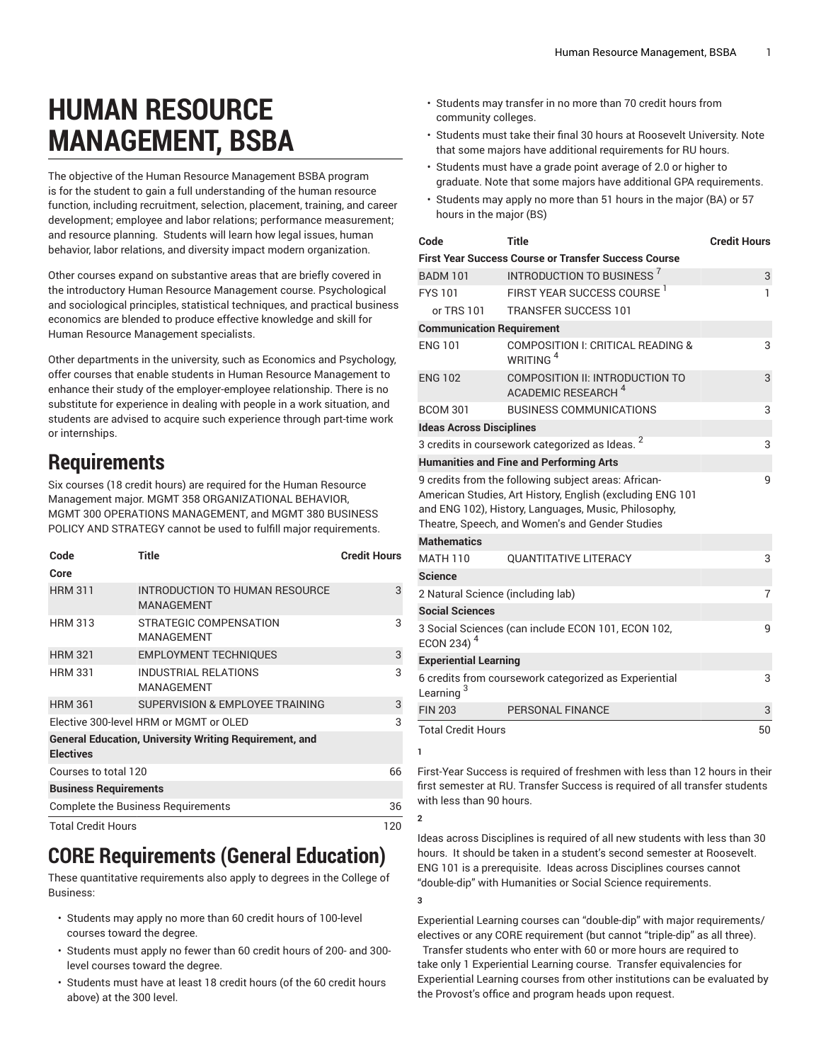# HUMAN RESOURCE MANAGEMENT, BSBA

The objective of the Human Resource Management BSBA program is for the student to gain a full understanding of the human resource function, including recruitment, selection, placement, training, and career development; employee and labor relations; performance measurement; and resource planning. Students will learn how legal issues, human behavior, labor relations, and diversity impact modern organization.

Other courses expand on substantive areas that are briefly covered in the introductory Human Resource Management course. Psychological and sociological principles, statistical techniques, and practical business economics are blended to produce effective knowledge and skill for Human Resource Management specialists.

Other departments in the university, such as Economics and Psychology, offer courses that enable students in Human Resource Management to enhance their study of the employer-employee relationship. There is no substitute for experience in dealing with people in a work situation, and students are advised to acquire such experience through part-time work or internships.

## Requirements

Six courses (18 credit hours) are required for the Human Resource Management major. MGMT 358 ORGANIZATIONAL BEHAVIOR, MGMT 300 OPERATIONS MANAGEMENT, and MGMT 380 BUSINESS POLICY AND STRATEGY cannot be used to fulfill major requirements.

| Code | Title | Credit Hours |
|---|---|---|
| **Core** | | |
| HRM 311 | INTRODUCTION TO HUMAN RESOURCE MANAGEMENT | 3 |
| HRM 313 | STRATEGIC COMPENSATION MANAGEMENT | 3 |
| HRM 321 | EMPLOYMENT TECHNIQUES | 3 |
| HRM 331 | INDUSTRIAL RELATIONS MANAGEMENT | 3 |
| HRM 361 | SUPERVISION & EMPLOYEE TRAINING | 3 |
| Elective 300-level HRM or MGMT or OLED | | 3 |
| **General Education, University Writing Requirement, and Electives** | | |
| Courses to total 120 | | 66 |
| **Business Requirements** | | |
| Complete the Business Requirements | | 36 |
| Total Credit Hours | | 120 |

## CORE Requirements (General Education)

These quantitative requirements also apply to degrees in the College of Business:

- Students may apply no more than 60 credit hours of 100-level courses toward the degree.
- Students must apply no fewer than 60 credit hours of 200- and 300-level courses toward the degree.
- Students must have at least 18 credit hours (of the 60 credit hours above) at the 300 level.
- Students may transfer in no more than 70 credit hours from community colleges.
- Students must take their final 30 hours at Roosevelt University. Note that some majors have additional requirements for RU hours.
- Students must have a grade point average of 2.0 or higher to graduate. Note that some majors have additional GPA requirements.
- Students may apply no more than 51 hours in the major (BA) or 57 hours in the major (BS)

| Code | Title | Credit Hours |
|---|---|---|
| **First Year Success Course or Transfer Success Course** | | |
| BADM 101 | INTRODUCTION TO BUSINESS [7] | 3 |
| FYS 101 | FIRST YEAR SUCCESS COURSE [1] | 1 |
| or TRS 101 | TRANSFER SUCCESS 101 | |
| **Communication Requirement** | | |
| ENG 101 | COMPOSITION I: CRITICAL READING & WRITING [4] | 3 |
| ENG 102 | COMPOSITION II: INTRODUCTION TO ACADEMIC RESEARCH [4] | 3 |
| BCOM 301 | BUSINESS COMMUNICATIONS | 3 |
| **Ideas Across Disciplines** | | |
| 3 credits in coursework categorized as Ideas. [2] | | 3 |
| **Humanities and Fine and Performing Arts** | | |
| 9 credits from the following subject areas: African-American Studies, Art History, English (excluding ENG 101 and ENG 102), History, Languages, Music, Philosophy, Theatre, Speech, and Women's and Gender Studies | | 9 |
| **Mathematics** | | |
| MATH 110 | QUANTITATIVE LITERACY | 3 |
| **Science** | | |
| 2 Natural Science (including lab) | | 7 |
| **Social Sciences** | | |
| 3 Social Sciences (can include ECON 101, ECON 102, ECON 234) [4] | | 9 |
| **Experiential Learning** | | |
| 6 credits from coursework categorized as Experiential Learning [3] | | 3 |
| FIN 203 | PERSONAL FINANCE | 3 |
| Total Credit Hours | | 50 |

**1**

First-Year Success is required of freshmen with less than 12 hours in their first semester at RU. Transfer Success is required of all transfer students with less than 90 hours.

**2**

Ideas across Disciplines is required of all new students with less than 30 hours. It should be taken in a student's second semester at Roosevelt. ENG 101 is a prerequisite. Ideas across Disciplines courses cannot "double-dip" with Humanities or Social Science requirements.

**3**

Experiential Learning courses can "double-dip" with major requirements/electives or any CORE requirement (but cannot "triple-dip" as all three). Transfer students who enter with 60 or more hours are required to take only 1 Experiential Learning course. Transfer equivalencies for Experiential Learning courses from other institutions can be evaluated by the Provost's office and program heads upon request.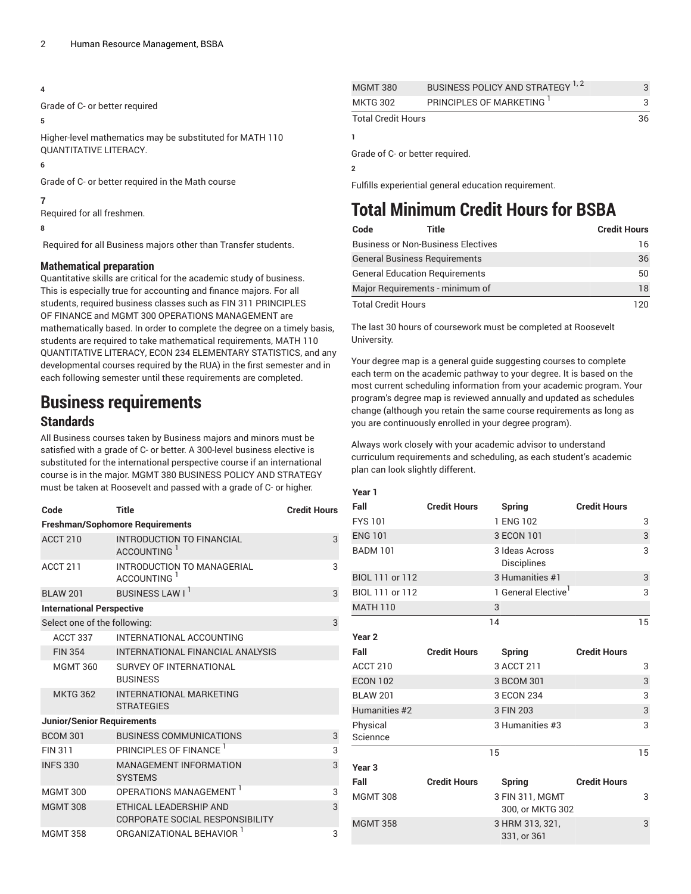4

Grade of C- or better required

5

Higher-level mathematics may be substituted for MATH 110 QUANTITATIVE LITERACY.

6

Grade of C- or better required in the Math course

7

Required for all freshmen.

8

Required for all Business majors other than Transfer students.

### Mathematical preparation

Quantitative skills are critical for the academic study of business. This is especially true for accounting and finance majors. For all students, required business classes such as FIN 311 PRINCIPLES OF FINANCE and MGMT 300 OPERATIONS MANAGEMENT are mathematically based. In order to complete the degree on a timely basis, students are required to take mathematical requirements, MATH 110 QUANTITATIVE LITERACY, ECON 234 ELEMENTARY STATISTICS, and any developmental courses required by the RUA) in the first semester and in each following semester until these requirements are completed.

# Business requirements

### Standards

All Business courses taken by Business majors and minors must be satisfied with a grade of C- or better. A 300-level business elective is substituted for the international perspective course if an international course is in the major. MGMT 380 BUSINESS POLICY AND STRATEGY must be taken at Roosevelt and passed with a grade of C- or higher.

| Code | Title | Credit Hours |
|---|---|---|
| **Freshman/Sophomore Requirements** | | |
| ACCT 210 | INTRODUCTION TO FINANCIAL ACCOUNTING [1] | 3 |
| ACCT 211 | INTRODUCTION TO MANAGERIAL ACCOUNTING [1] | 3 |
| BLAW 201 | BUSINESS LAW I [1] | 3 |
| **International Perspective** | | |
| Select one of the following: | | 3 |
| ACCT 337 | INTERNATIONAL ACCOUNTING | |
| FIN 354 | INTERNATIONAL FINANCIAL ANALYSIS | |
| MGMT 360 | SURVEY OF INTERNATIONAL BUSINESS | |
| MKTG 362 | INTERNATIONAL MARKETING STRATEGIES | |
| **Junior/Senior Requirements** | | |
| BCOM 301 | BUSINESS COMMUNICATIONS | 3 |
| FIN 311 | PRINCIPLES OF FINANCE [1] | 3 |
| INFS 330 | MANAGEMENT INFORMATION SYSTEMS | 3 |
| MGMT 300 | OPERATIONS MANAGEMENT [1] | 3 |
| MGMT 308 | ETHICAL LEADERSHIP AND CORPORATE SOCIAL RESPONSIBILITY | 3 |
| MGMT 358 | ORGANIZATIONAL BEHAVIOR [1] | 3 |
| MGMT 380 | BUSINESS POLICY AND STRATEGY [1, 2] | 3 |
| MKTG 302 | PRINCIPLES OF MARKETING [1] | 3 |
| Total Credit Hours | | 36 |

1

Grade of C- or better required.

2

Fulfills experiential general education requirement.

# Total Minimum Credit Hours for BSBA

| Code | Title | Credit Hours |
|---|---|---|
| Business or Non-Business Electives | | 16 |
| General Business Requirements | | 36 |
| General Education Requirements | | 50 |
| Major Requirements - minimum of | | 18 |
| Total Credit Hours | | 120 |

The last 30 hours of coursework must be completed at Roosevelt University.

Your degree map is a general guide suggesting courses to complete each term on the academic pathway to your degree. It is based on the most current scheduling information from your academic program. Your program's degree map is reviewed annually and updated as schedules change (although you retain the same course requirements as long as you are continuously enrolled in your degree program).

Always work closely with your academic advisor to understand curriculum requirements and scheduling, as each student's academic plan can look slightly different.

| Year 1 | | | |
|---|---|---|---|
| **Fall** | **Credit Hours** | **Spring** | **Credit Hours** |
| FYS 101 | 1 | ENG 102 | 3 |
| ENG 101 | 3 | ECON 101 | 3 |
| BADM 101 | 3 | Ideas Across Disciplines | 3 |
| BIOL 111 or 112 | 3 | Humanities #1 | 3 |
| BIOL 111 or 112 | 1 | General Elective[1] | 3 |
| MATH 110 | 3 | | |
| | 14 | | 15 |
| **Year 2** | | | |
| **Fall** | **Credit Hours** | **Spring** | **Credit Hours** |
| ACCT 210 | 3 | ACCT 211 | 3 |
| ECON 102 | 3 | BCOM 301 | 3 |
| BLAW 201 | 3 | ECON 234 | 3 |
| Humanities #2 | 3 | FIN 203 | 3 |
| Physical Sciennce | 3 | Humanities #3 | 3 |
| | 15 | | 15 |
| **Year 3** | | | |
| **Fall** | **Credit Hours** | **Spring** | **Credit Hours** |
| MGMT 308 | 3 | FIN 311, MGMT 300, or MKTG 302 | 3 |
| MGMT 358 | 3 | HRM 313, 321, 331, or 361 | 3 |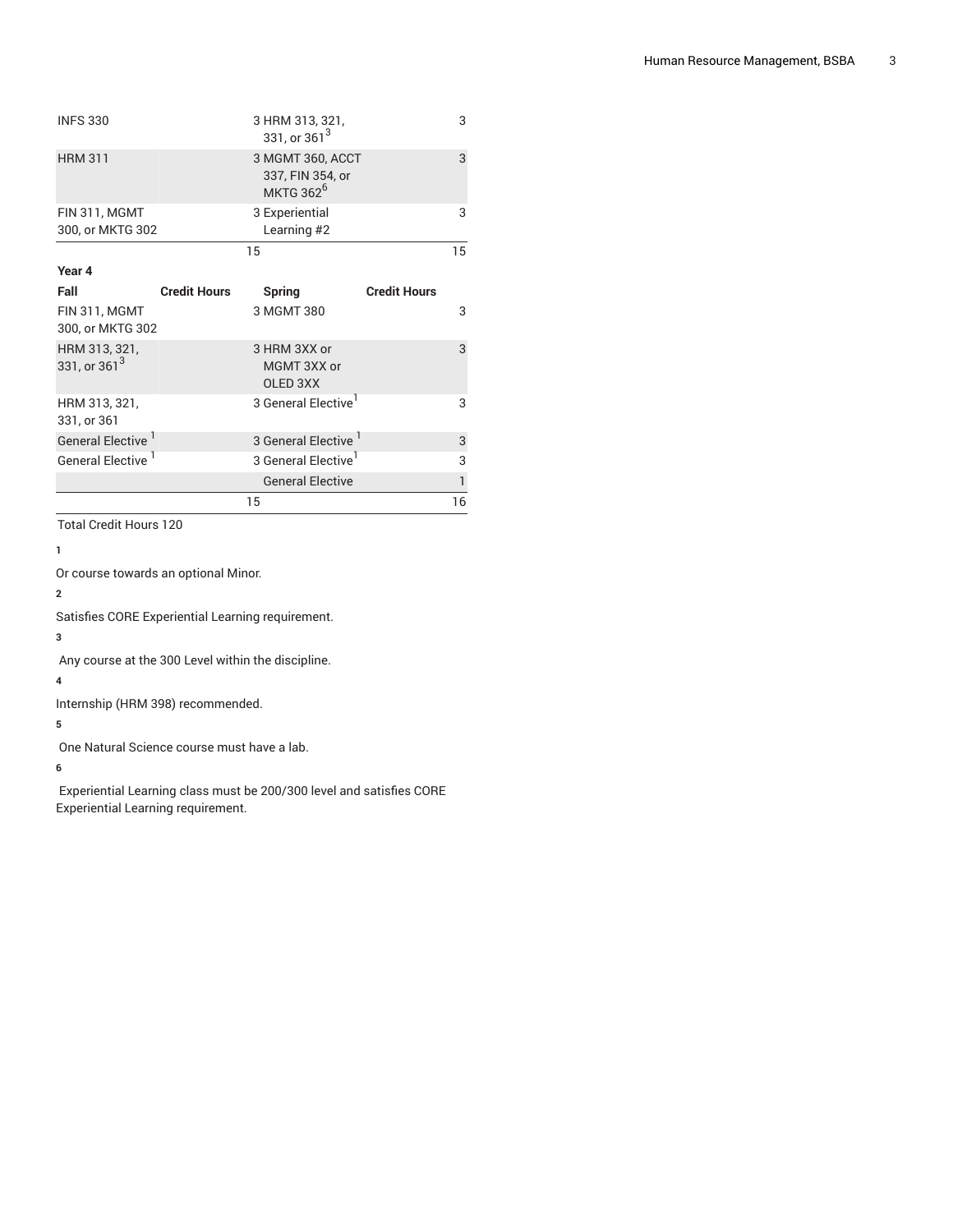| | | | |
|---|---|---|---|
| INFS 330 | 3 | HRM 313, 321, 331, or 361[3] | 3 |
| HRM 311 | 3 | MGMT 360, ACCT 337, FIN 354, or MKTG 362[6] | 3 |
| FIN 311, MGMT 300, or MKTG 302 | 3 | Experiential Learning #2 | 3 |
| | 15 | | 15 |

**Year 4**

| Fall | Credit Hours | Spring | Credit Hours |
|---|---|---|---|
| FIN 311, MGMT 300, or MKTG 302 | 3 | MGMT 380 | 3 |
| HRM 313, 321, 331, or 361[3] | 3 | HRM 3XX or MGMT 3XX or OLED 3XX | 3 |
| HRM 313, 321, 331, or 361 | 3 | General Elective[1] | 3 |
| General Elective[1] | 3 | General Elective[1] | 3 |
| General Elective[1] | 3 | General Elective[1] | 3 |
| | | General Elective | 1 |
| | 15 | | 16 |

Total Credit Hours 120

**1**

Or course towards an optional Minor.

**2**

Satisfies CORE Experiential Learning requirement.

**3**

Any course at the 300 Level within the discipline.

**4**

Internship (HRM 398) recommended.

**5**

One Natural Science course must have a lab.

**6**

Experiential Learning class must be 200/300 level and satisfies CORE Experiential Learning requirement.